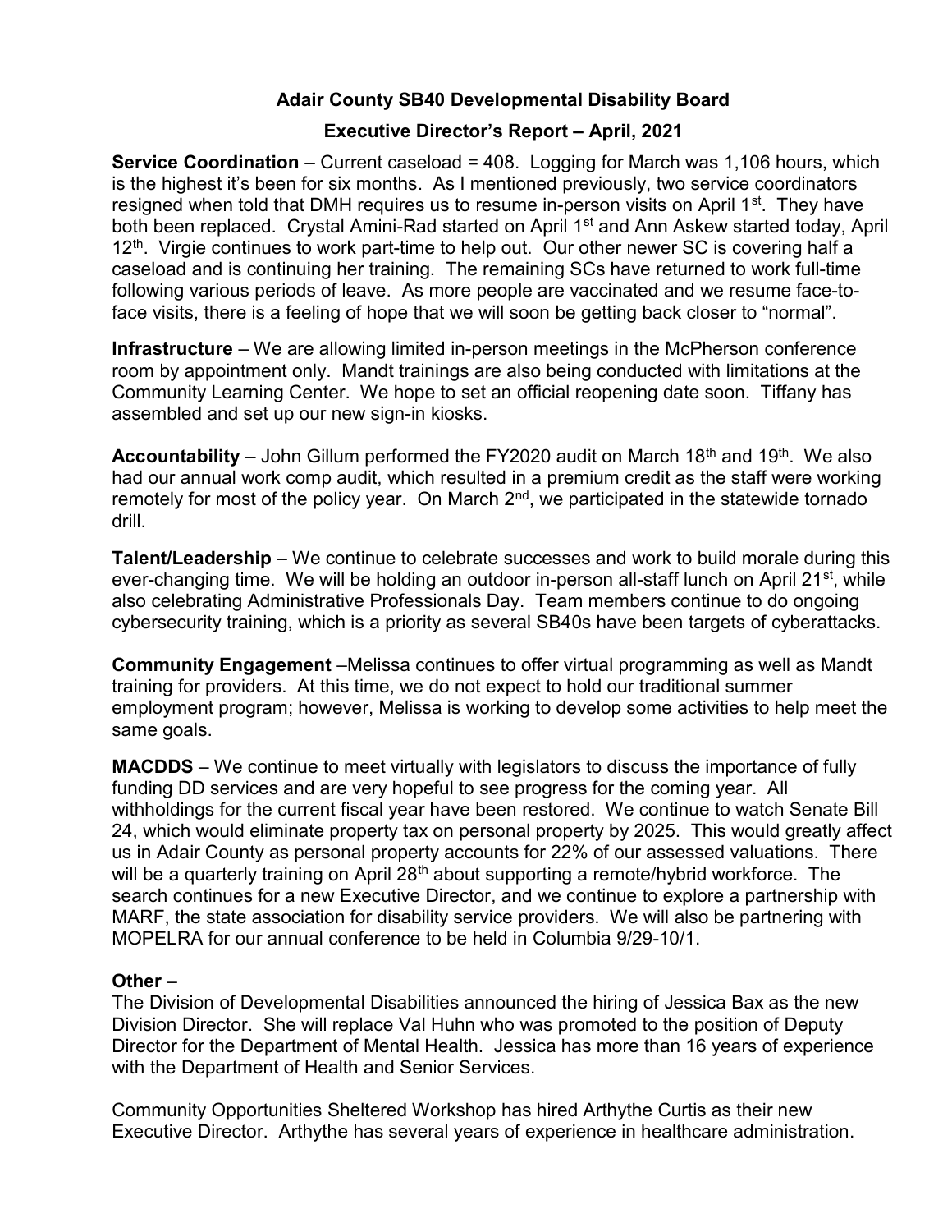# Adair County SB40 Developmental Disability Board

## Executive Director's Report – April, 2021

**Service Coordination** – Current caseload = 408. Logging for March was 1,106 hours, which is the highest it's been for six months. As I mentioned previously, two service coordinators resigned when told that DMH requires us to resume in-person visits on April 1st. They have both been replaced. Crystal Amini-Rad started on April 1st and Ann Askew started today, April 12th. Virgie continues to work part-time to help out. Our other newer SC is covering half a caseload and is continuing her training. The remaining SCs have returned to work full-time following various periods of leave. As more people are vaccinated and we resume face-to-face visits, there is a feeling of hope that we will soon be getting back closer to "normal".

**Infrastructure** – We are allowing limited in-person meetings in the McPherson conference room by appointment only. Mandt trainings are also being conducted with limitations at the Community Learning Center. We hope to set an official reopening date soon. Tiffany has assembled and set up our new sign-in kiosks.

**Accountability** – John Gillum performed the FY2020 audit on March 18th and 19th. We also had our annual work comp audit, which resulted in a premium credit as the staff were working remotely for most of the policy year. On March 2nd, we participated in the statewide tornado drill.

**Talent/Leadership** – We continue to celebrate successes and work to build morale during this ever-changing time. We will be holding an outdoor in-person all-staff lunch on April 21st, while also celebrating Administrative Professionals Day. Team members continue to do ongoing cybersecurity training, which is a priority as several SB40s have been targets of cyberattacks.

**Community Engagement** –Melissa continues to offer virtual programming as well as Mandt training for providers. At this time, we do not expect to hold our traditional summer employment program; however, Melissa is working to develop some activities to help meet the same goals.

**MACDDS** – We continue to meet virtually with legislators to discuss the importance of fully funding DD services and are very hopeful to see progress for the coming year. All withholdings for the current fiscal year have been restored. We continue to watch Senate Bill 24, which would eliminate property tax on personal property by 2025. This would greatly affect us in Adair County as personal property accounts for 22% of our assessed valuations. There will be a quarterly training on April 28th about supporting a remote/hybrid workforce. The search continues for a new Executive Director, and we continue to explore a partnership with MARF, the state association for disability service providers. We will also be partnering with MOPELRA for our annual conference to be held in Columbia 9/29-10/1.

**Other** –

The Division of Developmental Disabilities announced the hiring of Jessica Bax as the new Division Director. She will replace Val Huhn who was promoted to the position of Deputy Director for the Department of Mental Health. Jessica has more than 16 years of experience with the Department of Health and Senior Services.

Community Opportunities Sheltered Workshop has hired Arthythe Curtis as their new Executive Director. Arthythe has several years of experience in healthcare administration.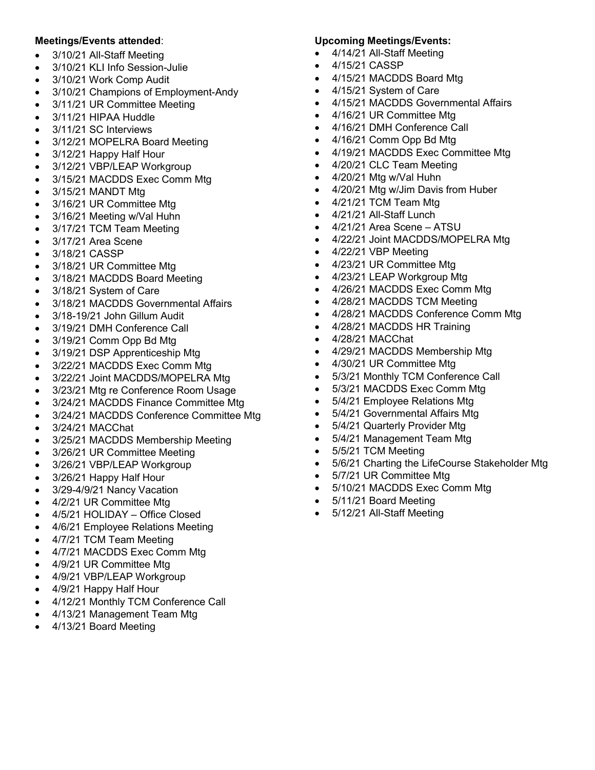**Meetings/Events attended**:

- 3/10/21 All-Staff Meeting
- 3/10/21 KLI Info Session-Julie
- 3/10/21 Work Comp Audit
- 3/10/21 Champions of Employment-Andy
- 3/11/21 UR Committee Meeting
- 3/11/21 HIPAA Huddle
- 3/11/21 SC Interviews
- 3/12/21 MOPELRA Board Meeting
- 3/12/21 Happy Half Hour
- 3/12/21 VBP/LEAP Workgroup
- 3/15/21 MACDDS Exec Comm Mtg
- 3/15/21 MANDT Mtg
- 3/16/21 UR Committee Mtg
- 3/16/21 Meeting w/Val Huhn
- 3/17/21 TCM Team Meeting
- 3/17/21 Area Scene
- 3/18/21 CASSP
- 3/18/21 UR Committee Mtg
- 3/18/21 MACDDS Board Meeting
- 3/18/21 System of Care
- 3/18/21 MACDDS Governmental Affairs
- 3/18-19/21 John Gillum Audit
- 3/19/21 DMH Conference Call
- 3/19/21 Comm Opp Bd Mtg
- 3/19/21 DSP Apprenticeship Mtg
- 3/22/21 MACDDS Exec Comm Mtg
- 3/22/21 Joint MACDDS/MOPELRA Mtg
- 3/23/21 Mtg re Conference Room Usage
- 3/24/21 MACDDS Finance Committee Mtg
- 3/24/21 MACDDS Conference Committee Mtg
- 3/24/21 MACChat
- 3/25/21 MACDDS Membership Meeting
- 3/26/21 UR Committee Meeting
- 3/26/21 VBP/LEAP Workgroup
- 3/26/21 Happy Half Hour
- 3/29-4/9/21 Nancy Vacation
- 4/2/21 UR Committee Mtg
- 4/5/21 HOLIDAY – Office Closed
- 4/6/21 Employee Relations Meeting
- 4/7/21 TCM Team Meeting
- 4/7/21 MACDDS Exec Comm Mtg
- 4/9/21 UR Committee Mtg
- 4/9/21 VBP/LEAP Workgroup
- 4/9/21 Happy Half Hour
- 4/12/21 Monthly TCM Conference Call
- 4/13/21 Management Team Mtg
- 4/13/21 Board Meeting

**Upcoming Meetings/Events:**

- 4/14/21 All-Staff Meeting
- 4/15/21 CASSP
- 4/15/21 MACDDS Board Mtg
- 4/15/21 System of Care
- 4/15/21 MACDDS Governmental Affairs
- 4/16/21 UR Committee Mtg
- 4/16/21 DMH Conference Call
- 4/16/21 Comm Opp Bd Mtg
- 4/19/21 MACDDS Exec Committee Mtg
- 4/20/21 CLC Team Meeting
- 4/20/21 Mtg w/Val Huhn
- 4/20/21 Mtg w/Jim Davis from Huber
- 4/21/21 TCM Team Mtg
- 4/21/21 All-Staff Lunch
- 4/21/21 Area Scene – ATSU
- 4/22/21 Joint MACDDS/MOPELRA Mtg
- 4/22/21 VBP Meeting
- 4/23/21 UR Committee Mtg
- 4/23/21 LEAP Workgroup Mtg
- 4/26/21 MACDDS Exec Comm Mtg
- 4/28/21 MACDDS TCM Meeting
- 4/28/21 MACDDS Conference Comm Mtg
- 4/28/21 MACDDS HR Training
- 4/28/21 MACChat
- 4/29/21 MACDDS Membership Mtg
- 4/30/21 UR Committee Mtg
- 5/3/21 Monthly TCM Conference Call
- 5/3/21 MACDDS Exec Comm Mtg
- 5/4/21 Employee Relations Mtg
- 5/4/21 Governmental Affairs Mtg
- 5/4/21 Quarterly Provider Mtg
- 5/4/21 Management Team Mtg
- 5/5/21 TCM Meeting
- 5/6/21 Charting the LifeCourse Stakeholder Mtg
- 5/7/21 UR Committee Mtg
- 5/10/21 MACDDS Exec Comm Mtg
- 5/11/21 Board Meeting
- 5/12/21 All-Staff Meeting